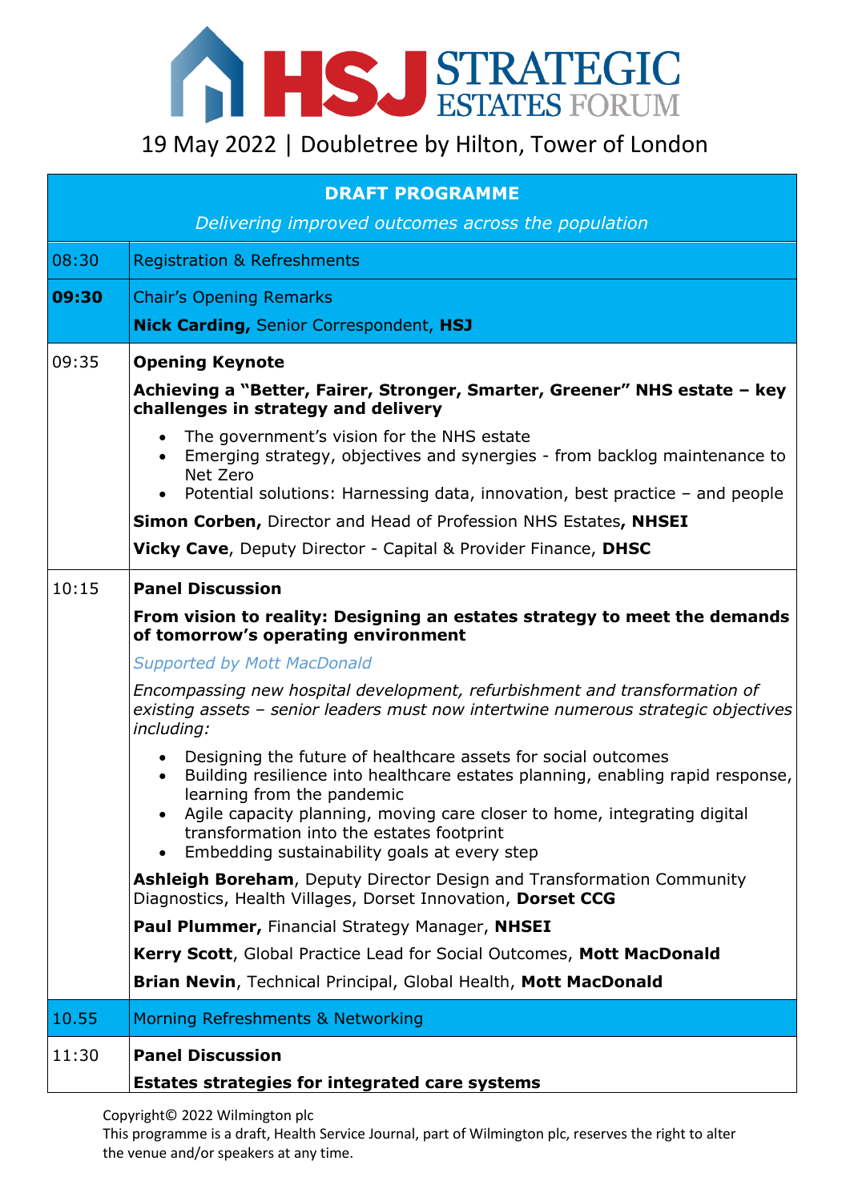# HSJ STRATEGIC ESTATES FORUM

19 May 2022 | Doubletree by Hilton, Tower of London

| **DRAFT PROGRAMME**<br>*Delivering improved outcomes across the population* | |
|---|---|
| 08:30 | Registration & Refreshments |
| **09:30** | Chair's Opening Remarks<br>**Nick Carding,** Senior Correspondent, **HSJ** |
| 09:35 | **Opening Keynote**<br>**Achieving a "Better, Fairer, Stronger, Smarter, Greener" NHS estate – key challenges in strategy and delivery**<br>• The government's vision for the NHS estate<br>• Emerging strategy, objectives and synergies - from backlog maintenance to Net Zero<br>• Potential solutions: Harnessing data, innovation, best practice – and people<br>**Simon Corben,** Director and Head of Profession NHS Estates**, NHSEI**<br>**Vicky Cave**, Deputy Director - Capital & Provider Finance, **DHSC** |
| 10:15 | **Panel Discussion**<br>**From vision to reality: Designing an estates strategy to meet the demands of tomorrow's operating environment**<br>*Supported by Mott MacDonald*<br>*Encompassing new hospital development, refurbishment and transformation of existing assets – senior leaders must now intertwine numerous strategic objectives including:*<br>• Designing the future of healthcare assets for social outcomes<br>• Building resilience into healthcare estates planning, enabling rapid response, learning from the pandemic<br>• Agile capacity planning, moving care closer to home, integrating digital transformation into the estates footprint<br>• Embedding sustainability goals at every step<br>**Ashleigh Boreham**, Deputy Director Design and Transformation Community Diagnostics, Health Villages, Dorset Innovation, **Dorset CCG**<br>**Paul Plummer,** Financial Strategy Manager, **NHSEI**<br>**Kerry Scott**, Global Practice Lead for Social Outcomes, **Mott MacDonald**<br>**Brian Nevin**, Technical Principal, Global Health, **Mott MacDonald** |
| 10.55 | Morning Refreshments & Networking |
| 11:30 | **Panel Discussion**<br>**Estates strategies for integrated care systems** |

Copyright© 2022 Wilmington plc
This programme is a draft, Health Service Journal, part of Wilmington plc, reserves the right to alter the venue and/or speakers at any time.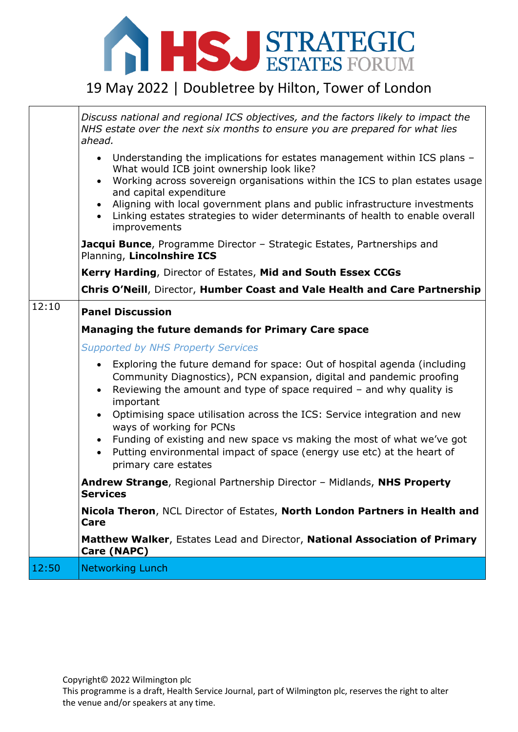# HSJ STRATEGIC ESTATES FORUM

19 May 2022 | Doubletree by Hilton, Tower of London

| | |
|---|---|
| | *Discuss national and regional ICS objectives, and the factors likely to impact the NHS estate over the next six months to ensure you are prepared for what lies ahead.*<br><br>• Understanding the implications for estates management within ICS plans – What would ICB joint ownership look like?<br>• Working across sovereign organisations within the ICS to plan estates usage and capital expenditure<br>• Aligning with local government plans and public infrastructure investments<br>• Linking estates strategies to wider determinants of health to enable overall improvements<br><br>**Jacqui Bunce**, Programme Director – Strategic Estates, Partnerships and Planning, **Lincolnshire ICS**<br><br>**Kerry Harding**, Director of Estates, **Mid and South Essex CCGs**<br><br>**Chris O'Neill**, Director, **Humber Coast and Vale Health and Care Partnership** |
| 12:10 | **Panel Discussion**<br><br>**Managing the future demands for Primary Care space**<br><br>*Supported by NHS Property Services*<br><br>• Exploring the future demand for space: Out of hospital agenda (including Community Diagnostics), PCN expansion, digital and pandemic proofing<br>• Reviewing the amount and type of space required – and why quality is important<br>• Optimising space utilisation across the ICS: Service integration and new ways of working for PCNs<br>• Funding of existing and new space vs making the most of what we've got<br>• Putting environmental impact of space (energy use etc) at the heart of primary care estates<br><br>**Andrew Strange**, Regional Partnership Director – Midlands, **NHS Property Services**<br><br>**Nicola Theron**, NCL Director of Estates, **North London Partners in Health and Care**<br><br>**Matthew Walker**, Estates Lead and Director, **National Association of Primary Care (NAPC)** |
| 12:50 | Networking Lunch |

Copyright© 2022 Wilmington plc
This programme is a draft, Health Service Journal, part of Wilmington plc, reserves the right to alter the venue and/or speakers at any time.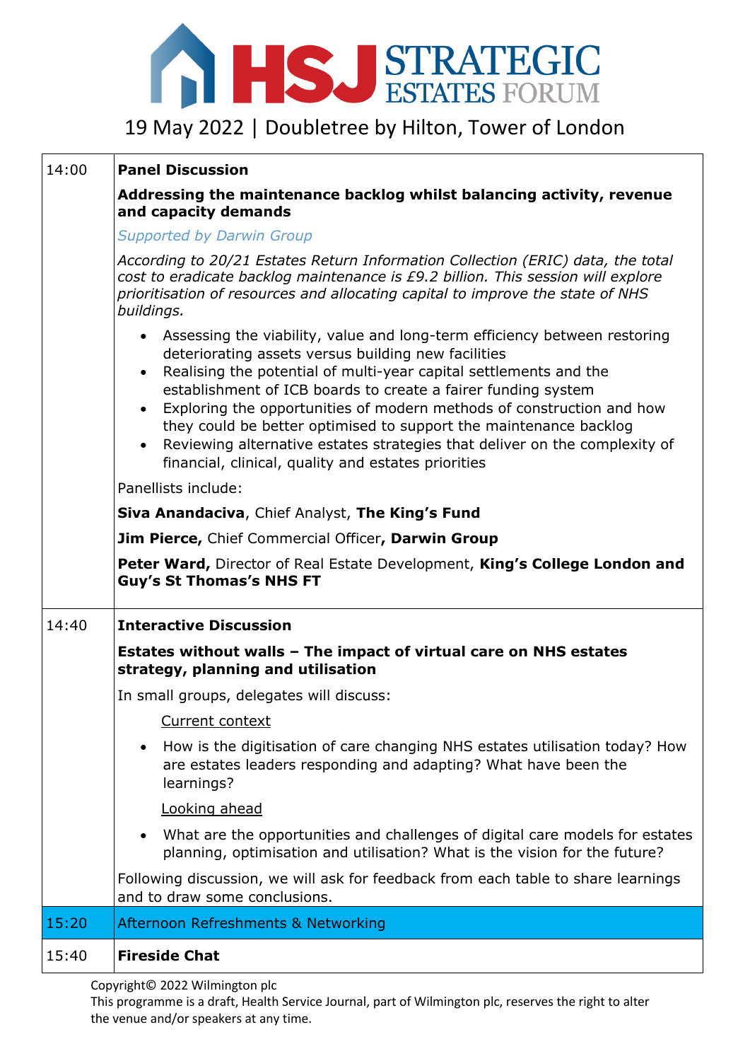# HSJ STRATEGIC ESTATES FORUM

19 May 2022 | Doubletree by Hilton, Tower of London

| | |
|---|---|
| 14:00 | **Panel Discussion**<br><br>**Addressing the maintenance backlog whilst balancing activity, revenue and capacity demands**<br><br>*Supported by Darwin Group*<br><br>*According to 20/21 Estates Return Information Collection (ERIC) data, the total cost to eradicate backlog maintenance is £9.2 billion. This session will explore prioritisation of resources and allocating capital to improve the state of NHS buildings.*<br><br>• Assessing the viability, value and long-term efficiency between restoring deteriorating assets versus building new facilities<br>• Realising the potential of multi-year capital settlements and the establishment of ICB boards to create a fairer funding system<br>• Exploring the opportunities of modern methods of construction and how they could be better optimised to support the maintenance backlog<br>• Reviewing alternative estates strategies that deliver on the complexity of financial, clinical, quality and estates priorities<br><br>Panellists include:<br><br>**Siva Anandaciva**, Chief Analyst, **The King's Fund**<br><br>**Jim Pierce,** Chief Commercial Officer**, Darwin Group**<br><br>**Peter Ward,** Director of Real Estate Development, **King's College London and Guy's St Thomas's NHS FT** |
| 14:40 | **Interactive Discussion**<br><br>**Estates without walls – The impact of virtual care on NHS estates strategy, planning and utilisation**<br><br>In small groups, delegates will discuss:<br><br>Current context<br><br>• How is the digitisation of care changing NHS estates utilisation today? How are estates leaders responding and adapting? What have been the learnings?<br><br>Looking ahead<br><br>• What are the opportunities and challenges of digital care models for estates planning, optimisation and utilisation? What is the vision for the future?<br><br>Following discussion, we will ask for feedback from each table to share learnings and to draw some conclusions. |
| 15:20 | Afternoon Refreshments & Networking |
| 15:40 | **Fireside Chat** |

Copyright© 2022 Wilmington plc
This programme is a draft, Health Service Journal, part of Wilmington plc, reserves the right to alter the venue and/or speakers at any time.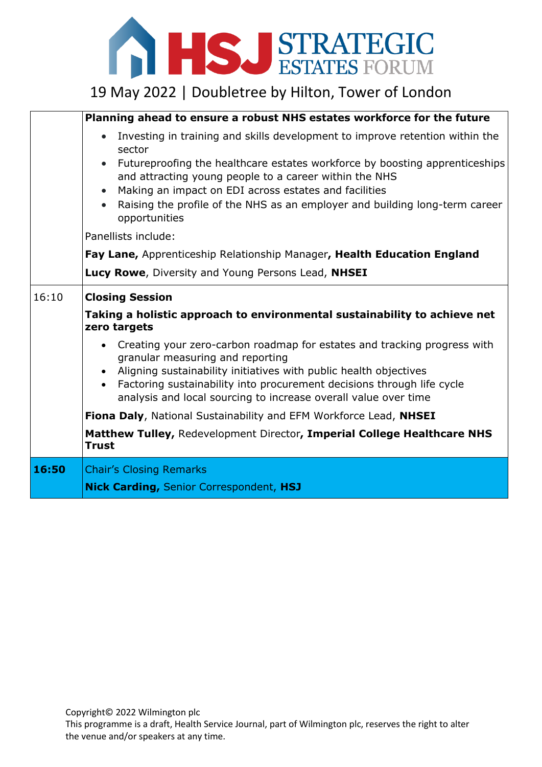# HSJ STRATEGIC ESTATES FORUM

19 May 2022 | Doubletree by Hilton, Tower of London

| | |
|---|---|
| | **Planning ahead to ensure a robust NHS estates workforce for the future**<br>• Investing in training and skills development to improve retention within the sector<br>• Futureproofing the healthcare estates workforce by boosting apprenticeships and attracting young people to a career within the NHS<br>• Making an impact on EDI across estates and facilities<br>• Raising the profile of the NHS as an employer and building long-term career opportunities<br>Panellists include:<br>**Fay Lane,** Apprenticeship Relationship Manager**, Health Education England**<br>**Lucy Rowe**, Diversity and Young Persons Lead, **NHSEI** |
| 16:10 | **Closing Session**<br>**Taking a holistic approach to environmental sustainability to achieve net zero targets**<br>• Creating your zero-carbon roadmap for estates and tracking progress with granular measuring and reporting<br>• Aligning sustainability initiatives with public health objectives<br>• Factoring sustainability into procurement decisions through life cycle analysis and local sourcing to increase overall value over time<br>**Fiona Daly**, National Sustainability and EFM Workforce Lead, **NHSEI**<br>**Matthew Tulley,** Redevelopment Director**, Imperial College Healthcare NHS Trust** |
| **16:50** | Chair's Closing Remarks<br>**Nick Carding,** Senior Correspondent, **HSJ** |

Copyright© 2022 Wilmington plc
This programme is a draft, Health Service Journal, part of Wilmington plc, reserves the right to alter the venue and/or speakers at any time.